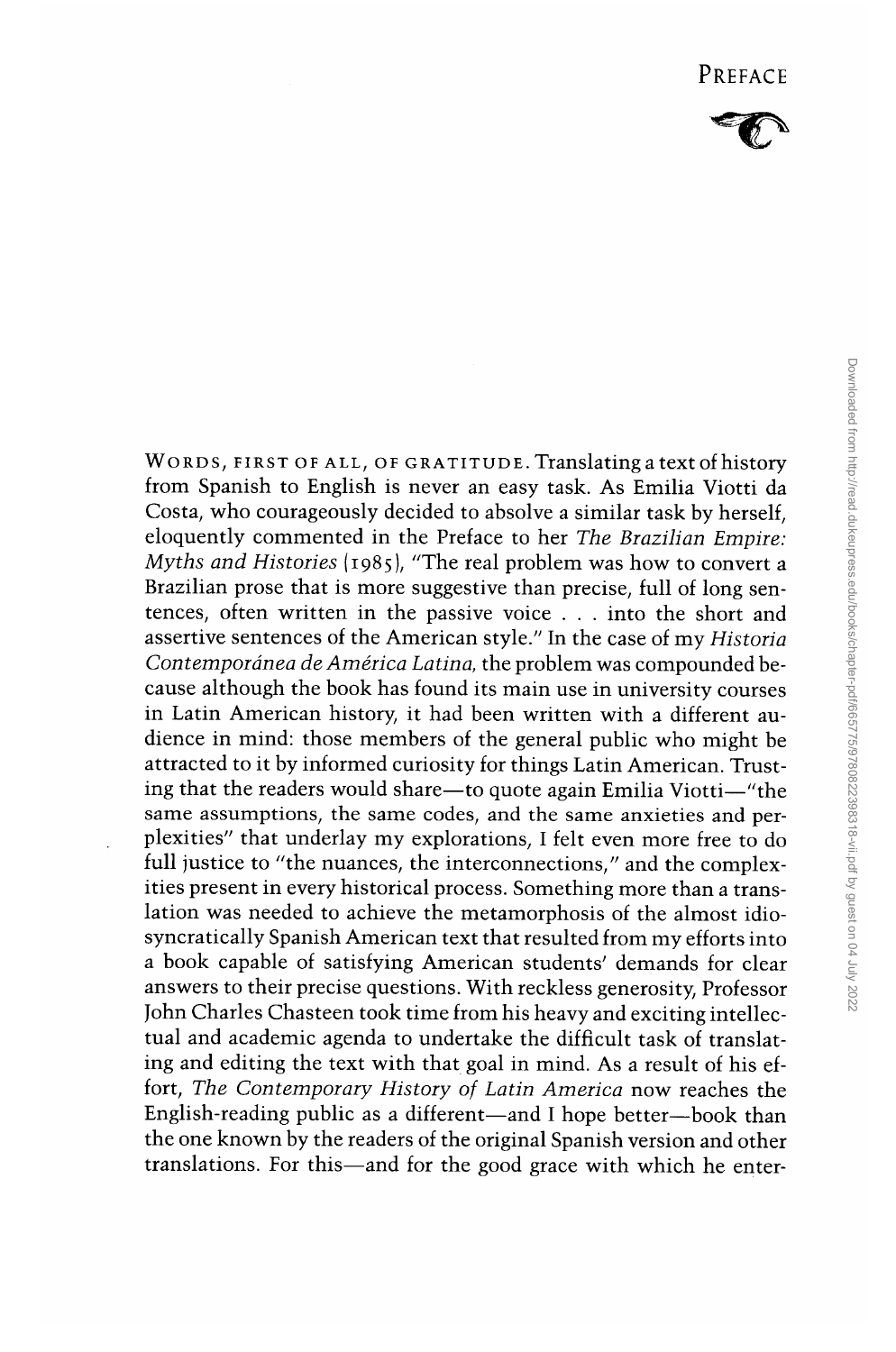# Preface

Words, first of all, of gratitude. Translating a text of history from Spanish to English is never an easy task. As Emilia Viotti da Costa, who courageously decided to absolve a similar task by herself, eloquently commented in the Preface to her *The Brazilian Empire: Myths and Histories* (1985), "The real problem was how to convert a Brazilian prose that is more suggestive than precise, full of long sentences, often written in the passive voice . . . into the short and assertive sentences of the American style." In the case of my *Historia Contemporánea de América Latina,* the problem was compounded because although the book has found its main use in university courses in Latin American history, it had been written with a different audience in mind: those members of the general public who might be attracted to it by informed curiosity for things Latin American. Trusting that the readers would share—to quote again Emilia Viotti—"the same assumptions, the same codes, and the same anxieties and perplexities" that underlay my explorations, I felt even more free to do full justice to "the nuances, the interconnections," and the complexities present in every historical process. Something more than a translation was needed to achieve the metamorphosis of the almost idiosyncratically Spanish American text that resulted from my efforts into a book capable of satisfying American students' demands for clear answers to their precise questions. With reckless generosity, Professor John Charles Chasteen took time from his heavy and exciting intellectual and academic agenda to undertake the difficult task of translating and editing the text with that goal in mind. As a result of his effort, *The Contemporary History of Latin America* now reaches the English-reading public as a different—and I hope better—book than the one known by the readers of the original Spanish version and other translations. For this—and for the good grace with which he enter-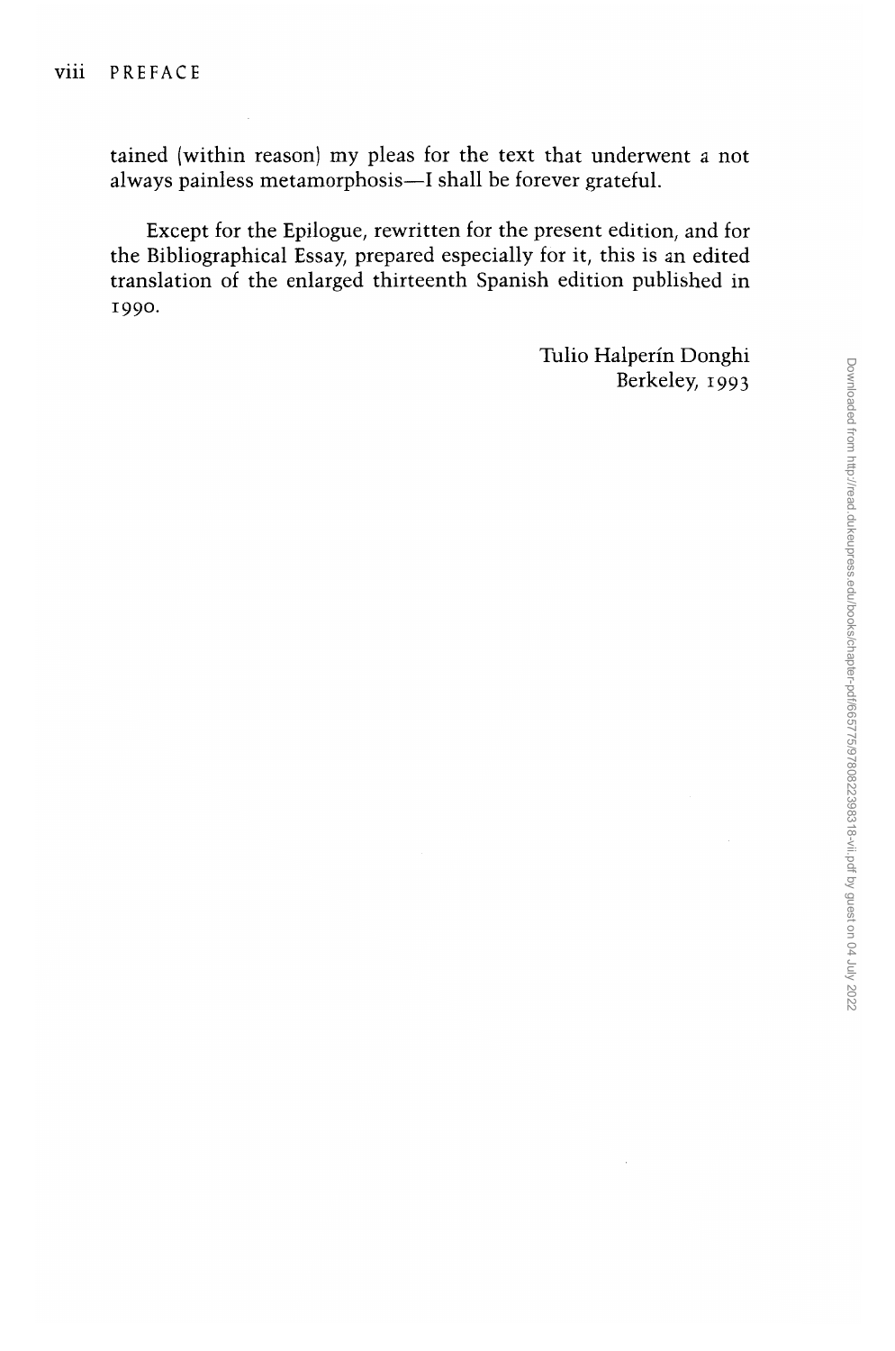tained (within reason) my pleas for the text that underwent a not always painless metamorphosis—I shall be forever grateful.

Except for the Epilogue, rewritten for the present edition, and for the Bibliographical Essay, prepared especially for it, this is an edited translation of the enlarged thirteenth Spanish edition published in 1990.

Tulio Halperín Donghi
Berkeley, 1993